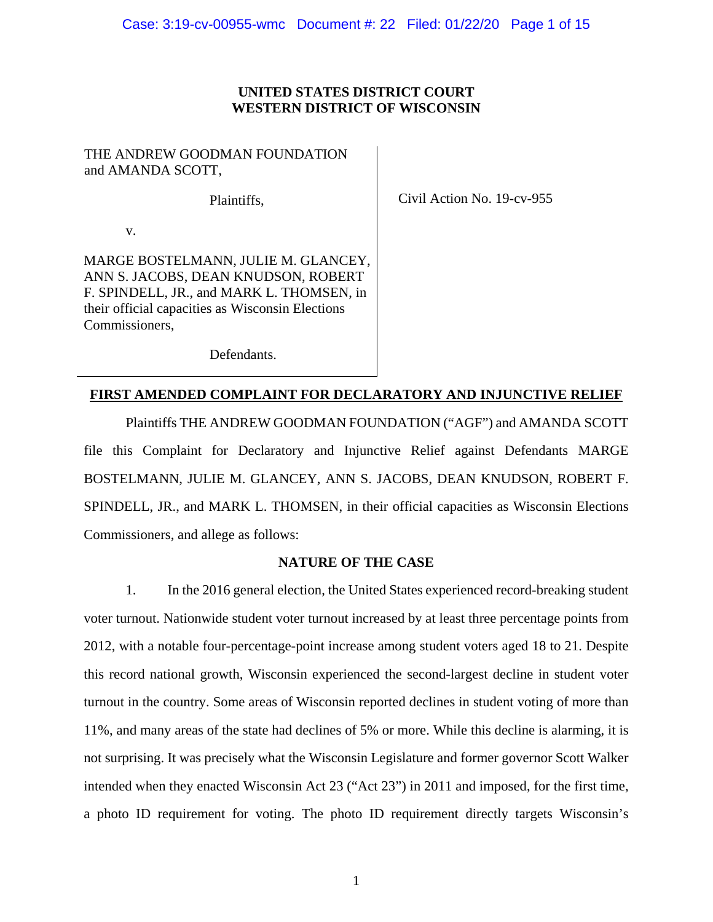**UNITED STATES DISTRICT COURT**
**WESTERN DISTRICT OF WISCONSIN**

| | |
|---|---|
| THE ANDREW GOODMAN FOUNDATION and AMANDA SCOTT,<br><br>Plaintiffs,<br><br>v.<br><br>MARGE BOSTELMANN, JULIE M. GLANCEY, ANN S. JACOBS, DEAN KNUDSON, ROBERT F. SPINDELL, JR., and MARK L. THOMSEN, in their official capacities as Wisconsin Elections Commissioners,<br><br>Defendants. | Civil Action No. 19-cv-955 |

**FIRST AMENDED COMPLAINT FOR DECLARATORY AND INJUNCTIVE RELIEF**

Plaintiffs THE ANDREW GOODMAN FOUNDATION ("AGF") and AMANDA SCOTT file this Complaint for Declaratory and Injunctive Relief against Defendants MARGE BOSTELMANN, JULIE M. GLANCEY, ANN S. JACOBS, DEAN KNUDSON, ROBERT F. SPINDELL, JR., and MARK L. THOMSEN, in their official capacities as Wisconsin Elections Commissioners, and allege as follows:

**NATURE OF THE CASE**

1. In the 2016 general election, the United States experienced record-breaking student voter turnout. Nationwide student voter turnout increased by at least three percentage points from 2012, with a notable four-percentage-point increase among student voters aged 18 to 21. Despite this record national growth, Wisconsin experienced the second-largest decline in student voter turnout in the country. Some areas of Wisconsin reported declines in student voting of more than 11%, and many areas of the state had declines of 5% or more. While this decline is alarming, it is not surprising. It was precisely what the Wisconsin Legislature and former governor Scott Walker intended when they enacted Wisconsin Act 23 ("Act 23") in 2011 and imposed, for the first time, a photo ID requirement for voting. The photo ID requirement directly targets Wisconsin's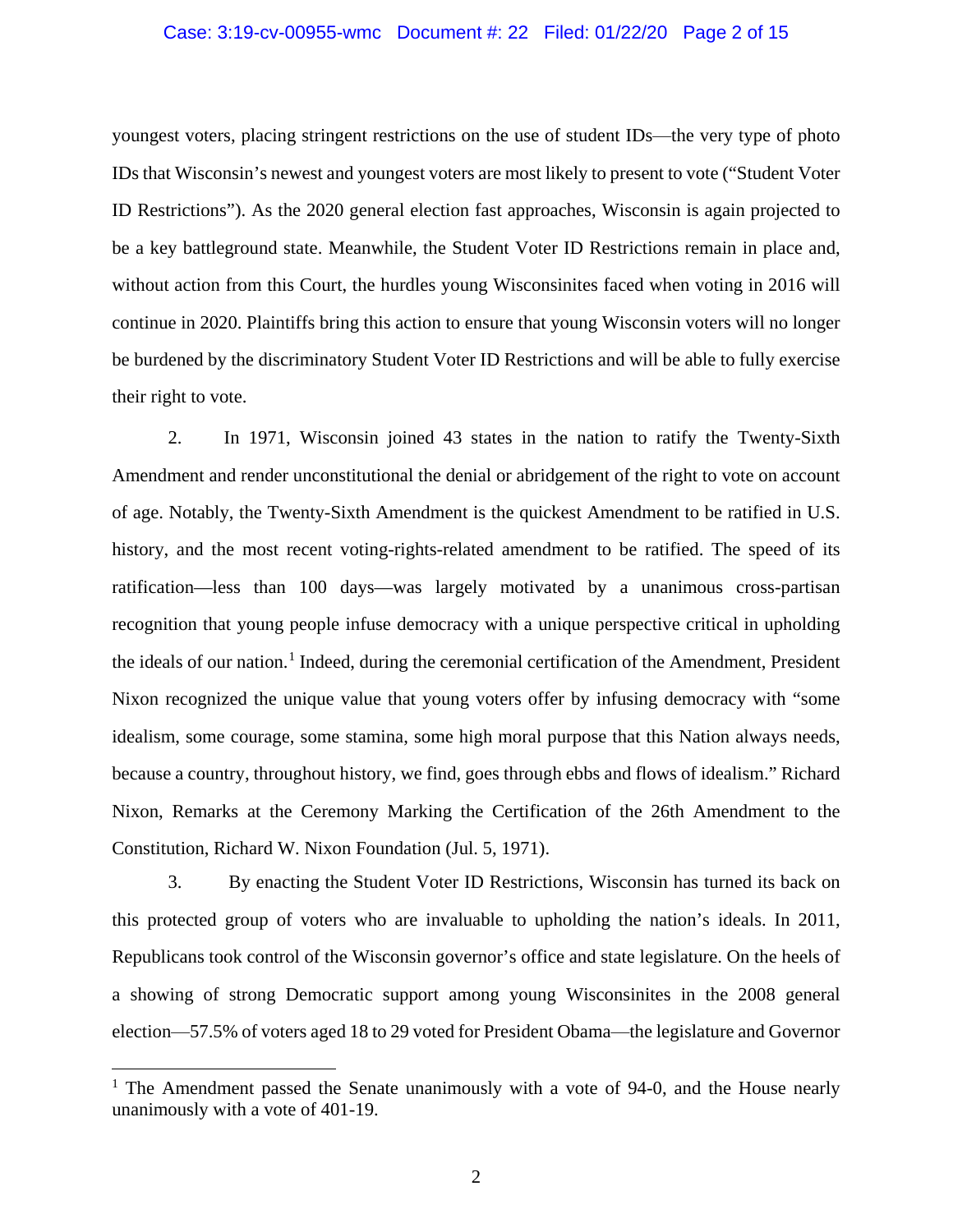youngest voters, placing stringent restrictions on the use of student IDs—the very type of photo IDs that Wisconsin's newest and youngest voters are most likely to present to vote ("Student Voter ID Restrictions"). As the 2020 general election fast approaches, Wisconsin is again projected to be a key battleground state. Meanwhile, the Student Voter ID Restrictions remain in place and, without action from this Court, the hurdles young Wisconsinites faced when voting in 2016 will continue in 2020. Plaintiffs bring this action to ensure that young Wisconsin voters will no longer be burdened by the discriminatory Student Voter ID Restrictions and will be able to fully exercise their right to vote.

2. In 1971, Wisconsin joined 43 states in the nation to ratify the Twenty-Sixth Amendment and render unconstitutional the denial or abridgement of the right to vote on account of age. Notably, the Twenty-Sixth Amendment is the quickest Amendment to be ratified in U.S. history, and the most recent voting-rights-related amendment to be ratified. The speed of its ratification—less than 100 days—was largely motivated by a unanimous cross-partisan recognition that young people infuse democracy with a unique perspective critical in upholding the ideals of our nation.[1] Indeed, during the ceremonial certification of the Amendment, President Nixon recognized the unique value that young voters offer by infusing democracy with "some idealism, some courage, some stamina, some high moral purpose that this Nation always needs, because a country, throughout history, we find, goes through ebbs and flows of idealism." Richard Nixon, Remarks at the Ceremony Marking the Certification of the 26th Amendment to the Constitution, Richard W. Nixon Foundation (Jul. 5, 1971).

3. By enacting the Student Voter ID Restrictions, Wisconsin has turned its back on this protected group of voters who are invaluable to upholding the nation's ideals. In 2011, Republicans took control of the Wisconsin governor's office and state legislature. On the heels of a showing of strong Democratic support among young Wisconsinites in the 2008 general election—57.5% of voters aged 18 to 29 voted for President Obama—the legislature and Governor

[1] The Amendment passed the Senate unanimously with a vote of 94-0, and the House nearly unanimously with a vote of 401-19.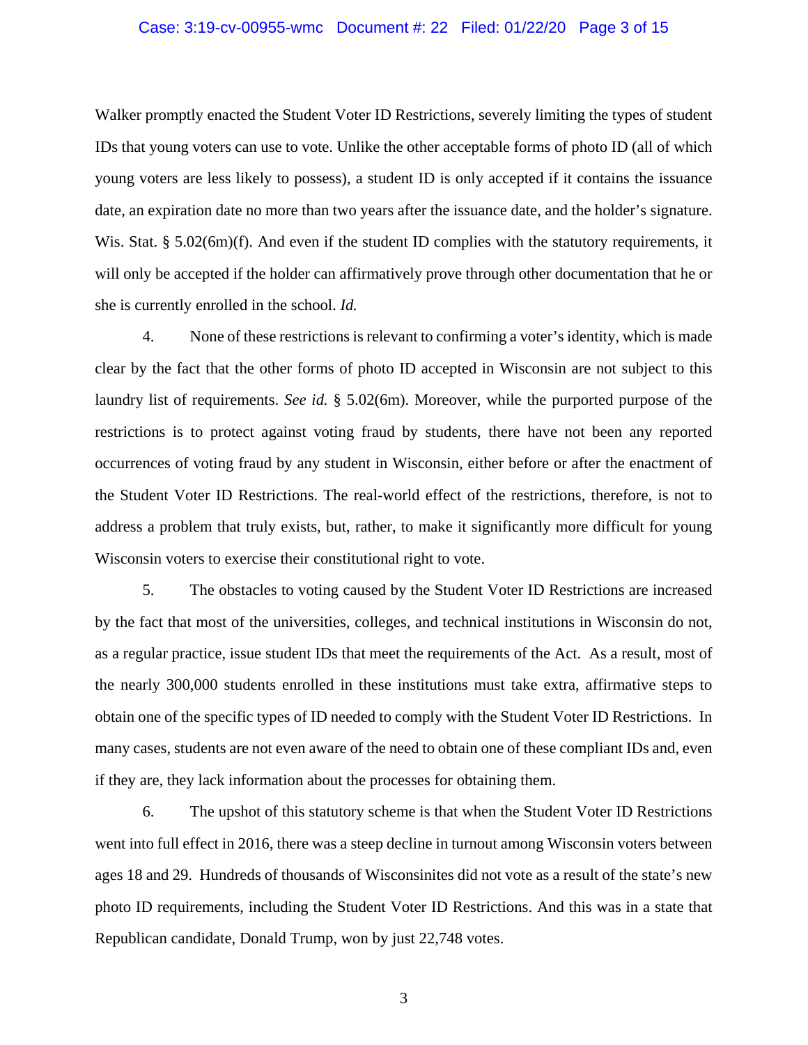Walker promptly enacted the Student Voter ID Restrictions, severely limiting the types of student IDs that young voters can use to vote. Unlike the other acceptable forms of photo ID (all of which young voters are less likely to possess), a student ID is only accepted if it contains the issuance date, an expiration date no more than two years after the issuance date, and the holder's signature. Wis. Stat. § 5.02(6m)(f). And even if the student ID complies with the statutory requirements, it will only be accepted if the holder can affirmatively prove through other documentation that he or she is currently enrolled in the school. *Id.*

4. None of these restrictions is relevant to confirming a voter's identity, which is made clear by the fact that the other forms of photo ID accepted in Wisconsin are not subject to this laundry list of requirements. *See id.* § 5.02(6m). Moreover, while the purported purpose of the restrictions is to protect against voting fraud by students, there have not been any reported occurrences of voting fraud by any student in Wisconsin, either before or after the enactment of the Student Voter ID Restrictions. The real-world effect of the restrictions, therefore, is not to address a problem that truly exists, but, rather, to make it significantly more difficult for young Wisconsin voters to exercise their constitutional right to vote.

5. The obstacles to voting caused by the Student Voter ID Restrictions are increased by the fact that most of the universities, colleges, and technical institutions in Wisconsin do not, as a regular practice, issue student IDs that meet the requirements of the Act. As a result, most of the nearly 300,000 students enrolled in these institutions must take extra, affirmative steps to obtain one of the specific types of ID needed to comply with the Student Voter ID Restrictions. In many cases, students are not even aware of the need to obtain one of these compliant IDs and, even if they are, they lack information about the processes for obtaining them.

6. The upshot of this statutory scheme is that when the Student Voter ID Restrictions went into full effect in 2016, there was a steep decline in turnout among Wisconsin voters between ages 18 and 29. Hundreds of thousands of Wisconsinites did not vote as a result of the state's new photo ID requirements, including the Student Voter ID Restrictions. And this was in a state that Republican candidate, Donald Trump, won by just 22,748 votes.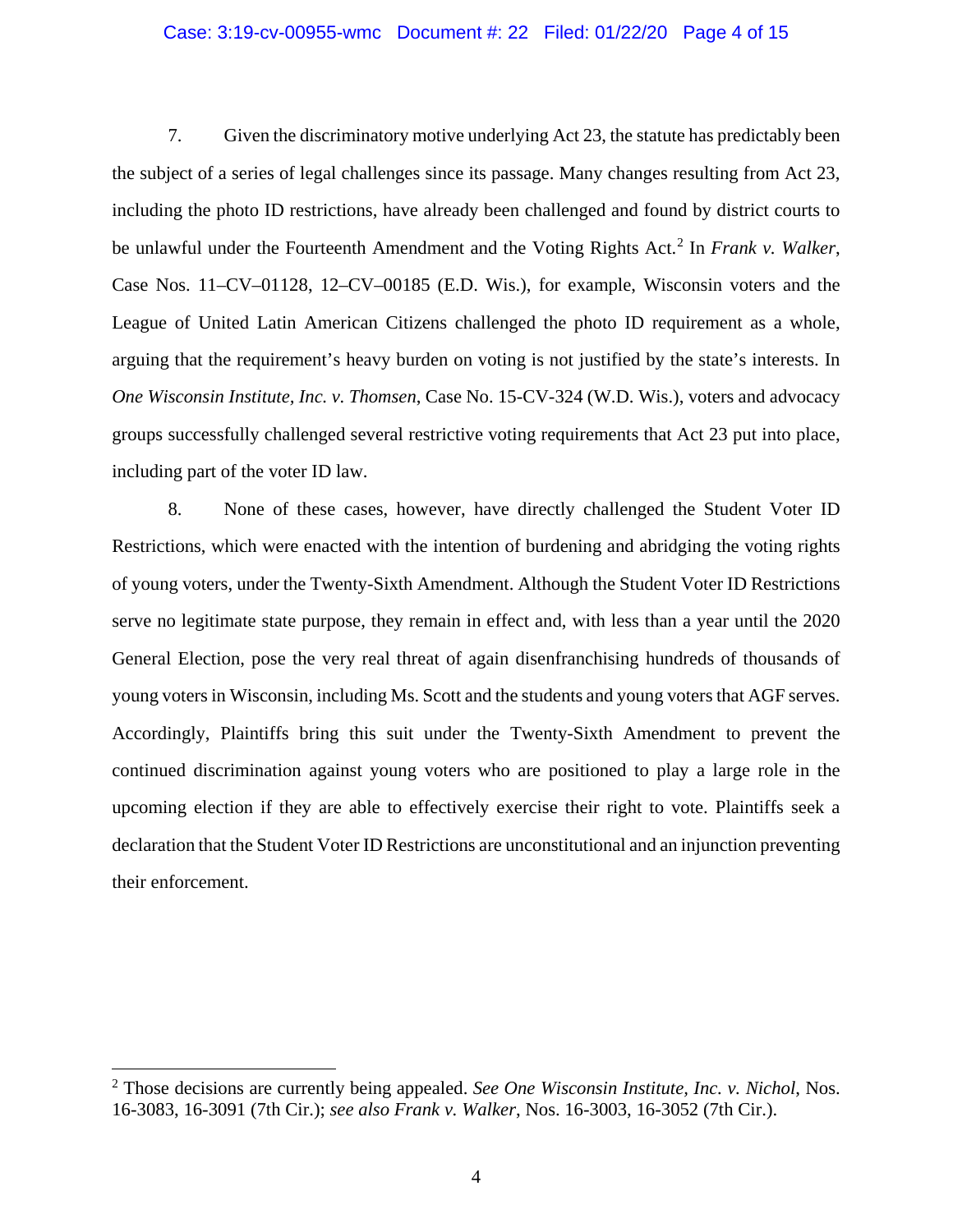7. Given the discriminatory motive underlying Act 23, the statute has predictably been the subject of a series of legal challenges since its passage. Many changes resulting from Act 23, including the photo ID restrictions, have already been challenged and found by district courts to be unlawful under the Fourteenth Amendment and the Voting Rights Act.[2] In *Frank v. Walker*, Case Nos. 11–CV–01128, 12–CV–00185 (E.D. Wis.), for example, Wisconsin voters and the League of United Latin American Citizens challenged the photo ID requirement as a whole, arguing that the requirement's heavy burden on voting is not justified by the state's interests. In *One Wisconsin Institute, Inc. v. Thomsen*, Case No. 15-CV-324 (W.D. Wis.), voters and advocacy groups successfully challenged several restrictive voting requirements that Act 23 put into place, including part of the voter ID law.

8. None of these cases, however, have directly challenged the Student Voter ID Restrictions, which were enacted with the intention of burdening and abridging the voting rights of young voters, under the Twenty-Sixth Amendment. Although the Student Voter ID Restrictions serve no legitimate state purpose, they remain in effect and, with less than a year until the 2020 General Election, pose the very real threat of again disenfranchising hundreds of thousands of young voters in Wisconsin, including Ms. Scott and the students and young voters that AGF serves. Accordingly, Plaintiffs bring this suit under the Twenty-Sixth Amendment to prevent the continued discrimination against young voters who are positioned to play a large role in the upcoming election if they are able to effectively exercise their right to vote. Plaintiffs seek a declaration that the Student Voter ID Restrictions are unconstitutional and an injunction preventing their enforcement.

---

[2] Those decisions are currently being appealed. *See One Wisconsin Institute, Inc. v. Nichol*, Nos. 16-3083, 16-3091 (7th Cir.); *see also Frank v. Walker*, Nos. 16-3003, 16-3052 (7th Cir.).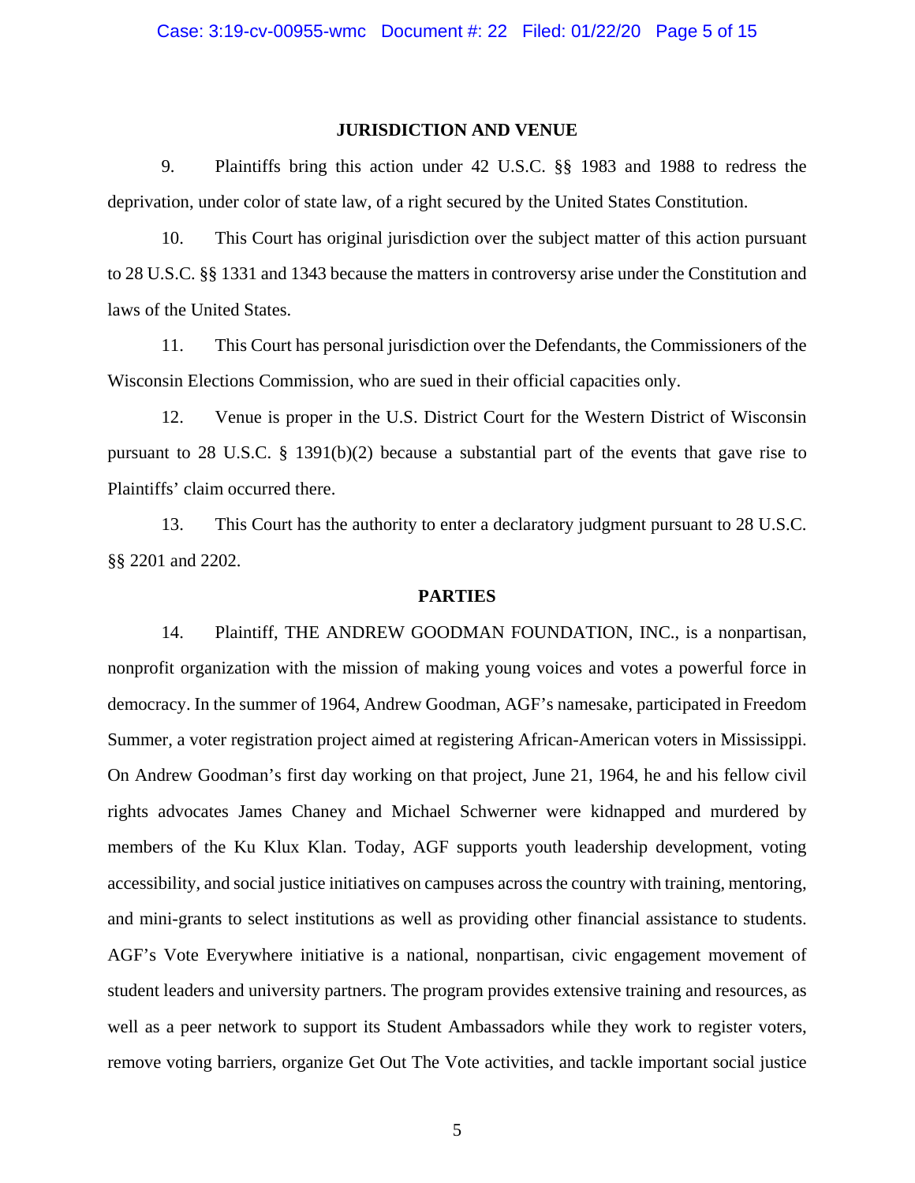## JURISDICTION AND VENUE

9. Plaintiffs bring this action under 42 U.S.C. §§ 1983 and 1988 to redress the deprivation, under color of state law, of a right secured by the United States Constitution.

10. This Court has original jurisdiction over the subject matter of this action pursuant to 28 U.S.C. §§ 1331 and 1343 because the matters in controversy arise under the Constitution and laws of the United States.

11. This Court has personal jurisdiction over the Defendants, the Commissioners of the Wisconsin Elections Commission, who are sued in their official capacities only.

12. Venue is proper in the U.S. District Court for the Western District of Wisconsin pursuant to 28 U.S.C. § 1391(b)(2) because a substantial part of the events that gave rise to Plaintiffs' claim occurred there.

13. This Court has the authority to enter a declaratory judgment pursuant to 28 U.S.C. §§ 2201 and 2202.

## PARTIES

14. Plaintiff, THE ANDREW GOODMAN FOUNDATION, INC., is a nonpartisan, nonprofit organization with the mission of making young voices and votes a powerful force in democracy. In the summer of 1964, Andrew Goodman, AGF's namesake, participated in Freedom Summer, a voter registration project aimed at registering African-American voters in Mississippi. On Andrew Goodman's first day working on that project, June 21, 1964, he and his fellow civil rights advocates James Chaney and Michael Schwerner were kidnapped and murdered by members of the Ku Klux Klan. Today, AGF supports youth leadership development, voting accessibility, and social justice initiatives on campuses across the country with training, mentoring, and mini-grants to select institutions as well as providing other financial assistance to students. AGF's Vote Everywhere initiative is a national, nonpartisan, civic engagement movement of student leaders and university partners. The program provides extensive training and resources, as well as a peer network to support its Student Ambassadors while they work to register voters, remove voting barriers, organize Get Out The Vote activities, and tackle important social justice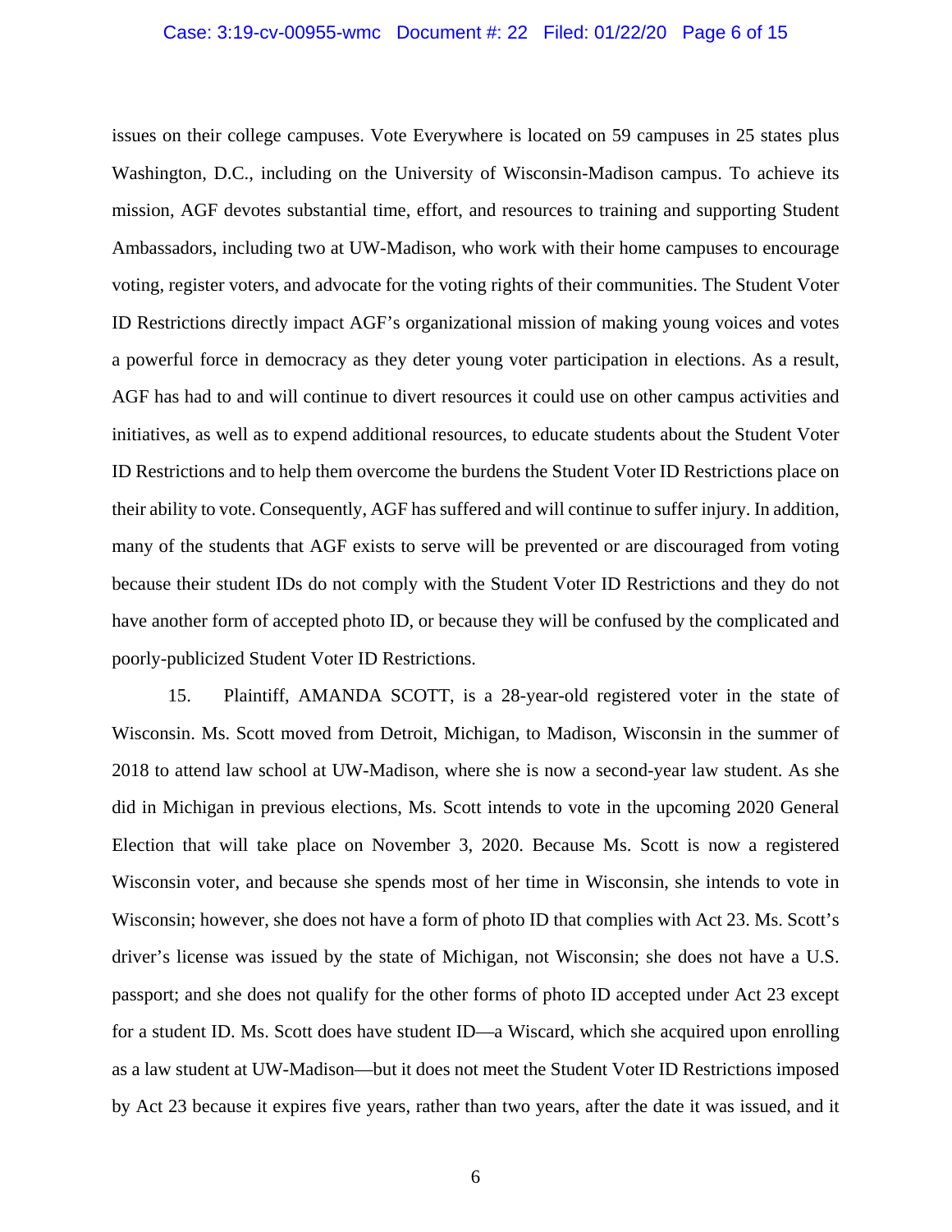issues on their college campuses. Vote Everywhere is located on 59 campuses in 25 states plus Washington, D.C., including on the University of Wisconsin-Madison campus. To achieve its mission, AGF devotes substantial time, effort, and resources to training and supporting Student Ambassadors, including two at UW-Madison, who work with their home campuses to encourage voting, register voters, and advocate for the voting rights of their communities. The Student Voter ID Restrictions directly impact AGF's organizational mission of making young voices and votes a powerful force in democracy as they deter young voter participation in elections. As a result, AGF has had to and will continue to divert resources it could use on other campus activities and initiatives, as well as to expend additional resources, to educate students about the Student Voter ID Restrictions and to help them overcome the burdens the Student Voter ID Restrictions place on their ability to vote. Consequently, AGF has suffered and will continue to suffer injury. In addition, many of the students that AGF exists to serve will be prevented or are discouraged from voting because their student IDs do not comply with the Student Voter ID Restrictions and they do not have another form of accepted photo ID, or because they will be confused by the complicated and poorly-publicized Student Voter ID Restrictions.

15. Plaintiff, AMANDA SCOTT, is a 28-year-old registered voter in the state of Wisconsin. Ms. Scott moved from Detroit, Michigan, to Madison, Wisconsin in the summer of 2018 to attend law school at UW-Madison, where she is now a second-year law student. As she did in Michigan in previous elections, Ms. Scott intends to vote in the upcoming 2020 General Election that will take place on November 3, 2020. Because Ms. Scott is now a registered Wisconsin voter, and because she spends most of her time in Wisconsin, she intends to vote in Wisconsin; however, she does not have a form of photo ID that complies with Act 23. Ms. Scott's driver's license was issued by the state of Michigan, not Wisconsin; she does not have a U.S. passport; and she does not qualify for the other forms of photo ID accepted under Act 23 except for a student ID. Ms. Scott does have student ID—a Wiscard, which she acquired upon enrolling as a law student at UW-Madison—but it does not meet the Student Voter ID Restrictions imposed by Act 23 because it expires five years, rather than two years, after the date it was issued, and it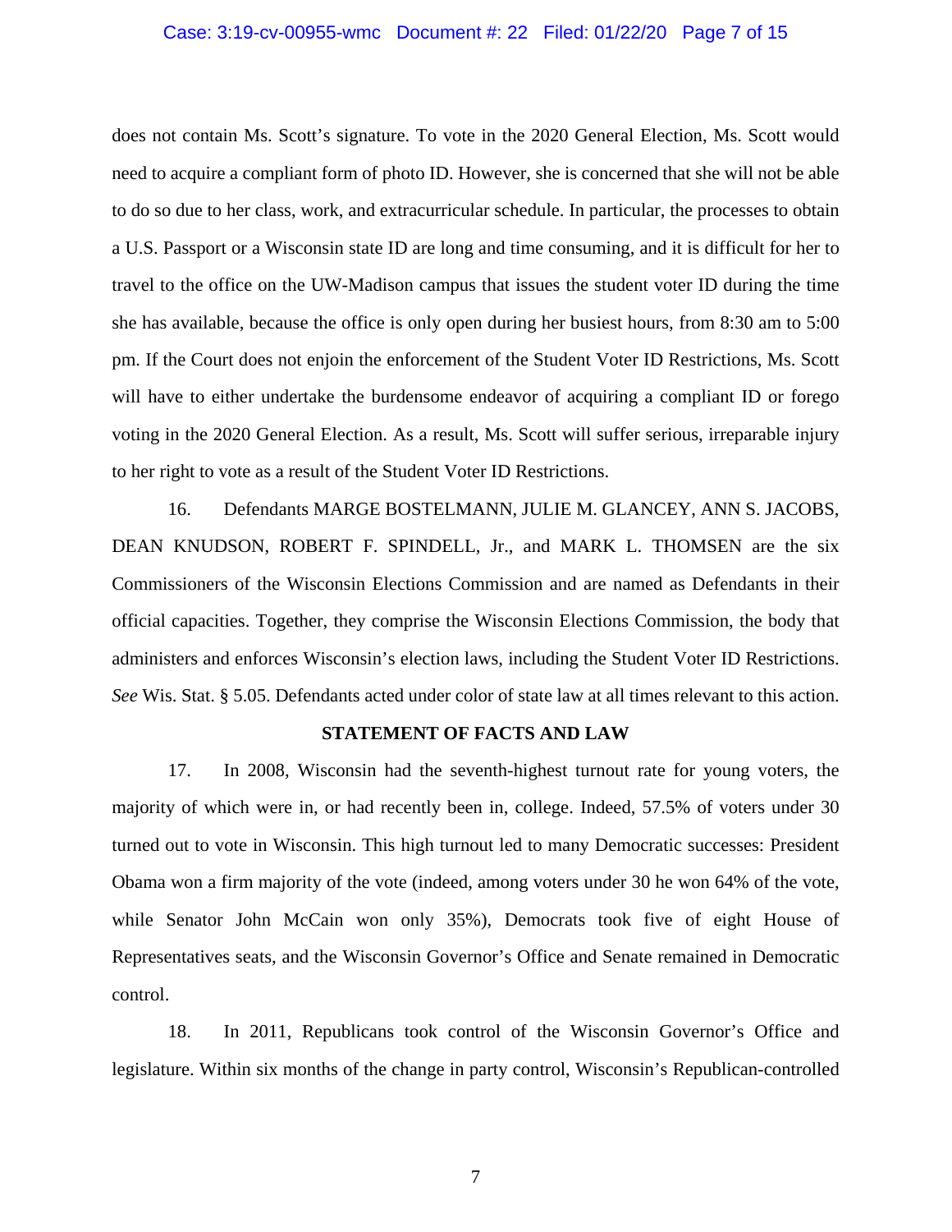does not contain Ms. Scott's signature. To vote in the 2020 General Election, Ms. Scott would need to acquire a compliant form of photo ID. However, she is concerned that she will not be able to do so due to her class, work, and extracurricular schedule. In particular, the processes to obtain a U.S. Passport or a Wisconsin state ID are long and time consuming, and it is difficult for her to travel to the office on the UW-Madison campus that issues the student voter ID during the time she has available, because the office is only open during her busiest hours, from 8:30 am to 5:00 pm. If the Court does not enjoin the enforcement of the Student Voter ID Restrictions, Ms. Scott will have to either undertake the burdensome endeavor of acquiring a compliant ID or forego voting in the 2020 General Election. As a result, Ms. Scott will suffer serious, irreparable injury to her right to vote as a result of the Student Voter ID Restrictions.

16. Defendants MARGE BOSTELMANN, JULIE M. GLANCEY, ANN S. JACOBS, DEAN KNUDSON, ROBERT F. SPINDELL, Jr., and MARK L. THOMSEN are the six Commissioners of the Wisconsin Elections Commission and are named as Defendants in their official capacities. Together, they comprise the Wisconsin Elections Commission, the body that administers and enforces Wisconsin's election laws, including the Student Voter ID Restrictions. *See* Wis. Stat. § 5.05. Defendants acted under color of state law at all times relevant to this action.

**STATEMENT OF FACTS AND LAW**

17. In 2008, Wisconsin had the seventh-highest turnout rate for young voters, the majority of which were in, or had recently been in, college. Indeed, 57.5% of voters under 30 turned out to vote in Wisconsin. This high turnout led to many Democratic successes: President Obama won a firm majority of the vote (indeed, among voters under 30 he won 64% of the vote, while Senator John McCain won only 35%), Democrats took five of eight House of Representatives seats, and the Wisconsin Governor's Office and Senate remained in Democratic control.

18. In 2011, Republicans took control of the Wisconsin Governor's Office and legislature. Within six months of the change in party control, Wisconsin's Republican-controlled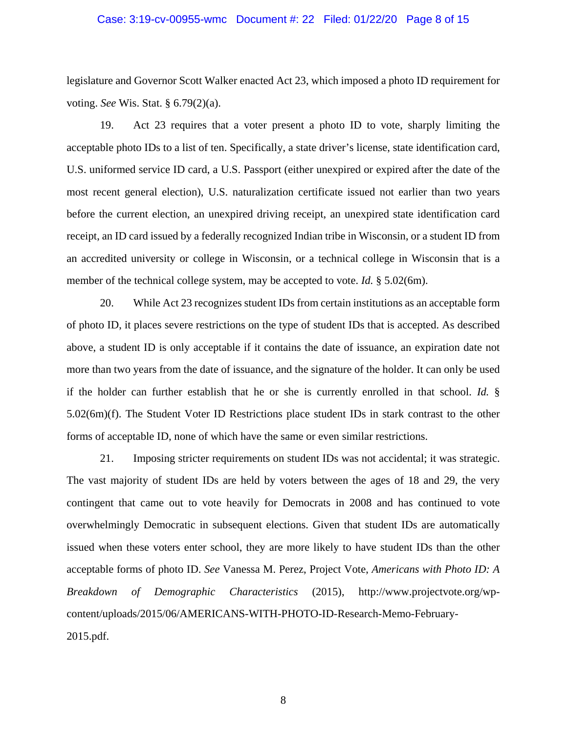legislature and Governor Scott Walker enacted Act 23, which imposed a photo ID requirement for voting. *See* Wis. Stat. § 6.79(2)(a).

19. Act 23 requires that a voter present a photo ID to vote, sharply limiting the acceptable photo IDs to a list of ten. Specifically, a state driver's license, state identification card, U.S. uniformed service ID card, a U.S. Passport (either unexpired or expired after the date of the most recent general election), U.S. naturalization certificate issued not earlier than two years before the current election, an unexpired driving receipt, an unexpired state identification card receipt, an ID card issued by a federally recognized Indian tribe in Wisconsin, or a student ID from an accredited university or college in Wisconsin, or a technical college in Wisconsin that is a member of the technical college system, may be accepted to vote. *Id.* § 5.02(6m).

20. While Act 23 recognizes student IDs from certain institutions as an acceptable form of photo ID, it places severe restrictions on the type of student IDs that is accepted. As described above, a student ID is only acceptable if it contains the date of issuance, an expiration date not more than two years from the date of issuance, and the signature of the holder. It can only be used if the holder can further establish that he or she is currently enrolled in that school. *Id.* § 5.02(6m)(f). The Student Voter ID Restrictions place student IDs in stark contrast to the other forms of acceptable ID, none of which have the same or even similar restrictions.

21. Imposing stricter requirements on student IDs was not accidental; it was strategic. The vast majority of student IDs are held by voters between the ages of 18 and 29, the very contingent that came out to vote heavily for Democrats in 2008 and has continued to vote overwhelmingly Democratic in subsequent elections. Given that student IDs are automatically issued when these voters enter school, they are more likely to have student IDs than the other acceptable forms of photo ID. *See* Vanessa M. Perez, Project Vote, *Americans with Photo ID: A Breakdown of Demographic Characteristics* (2015), http://www.projectvote.org/wp-content/uploads/2015/06/AMERICANS-WITH-PHOTO-ID-Research-Memo-February-2015.pdf.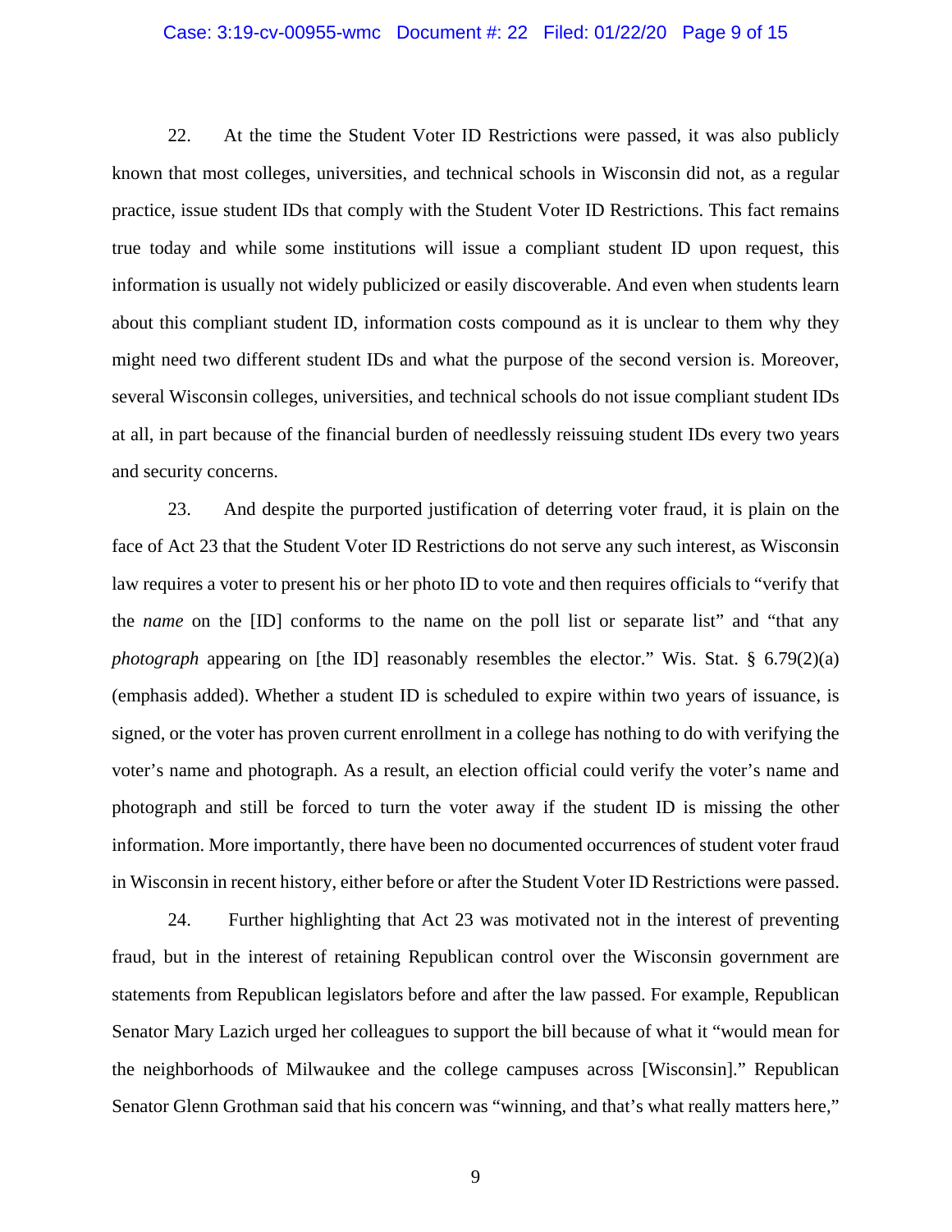22. At the time the Student Voter ID Restrictions were passed, it was also publicly known that most colleges, universities, and technical schools in Wisconsin did not, as a regular practice, issue student IDs that comply with the Student Voter ID Restrictions. This fact remains true today and while some institutions will issue a compliant student ID upon request, this information is usually not widely publicized or easily discoverable. And even when students learn about this compliant student ID, information costs compound as it is unclear to them why they might need two different student IDs and what the purpose of the second version is. Moreover, several Wisconsin colleges, universities, and technical schools do not issue compliant student IDs at all, in part because of the financial burden of needlessly reissuing student IDs every two years and security concerns.

23. And despite the purported justification of deterring voter fraud, it is plain on the face of Act 23 that the Student Voter ID Restrictions do not serve any such interest, as Wisconsin law requires a voter to present his or her photo ID to vote and then requires officials to "verify that the *name* on the [ID] conforms to the name on the poll list or separate list" and "that any *photograph* appearing on [the ID] reasonably resembles the elector." Wis. Stat. § 6.79(2)(a) (emphasis added). Whether a student ID is scheduled to expire within two years of issuance, is signed, or the voter has proven current enrollment in a college has nothing to do with verifying the voter's name and photograph. As a result, an election official could verify the voter's name and photograph and still be forced to turn the voter away if the student ID is missing the other information. More importantly, there have been no documented occurrences of student voter fraud in Wisconsin in recent history, either before or after the Student Voter ID Restrictions were passed.

24. Further highlighting that Act 23 was motivated not in the interest of preventing fraud, but in the interest of retaining Republican control over the Wisconsin government are statements from Republican legislators before and after the law passed. For example, Republican Senator Mary Lazich urged her colleagues to support the bill because of what it "would mean for the neighborhoods of Milwaukee and the college campuses across [Wisconsin]." Republican Senator Glenn Grothman said that his concern was "winning, and that's what really matters here,"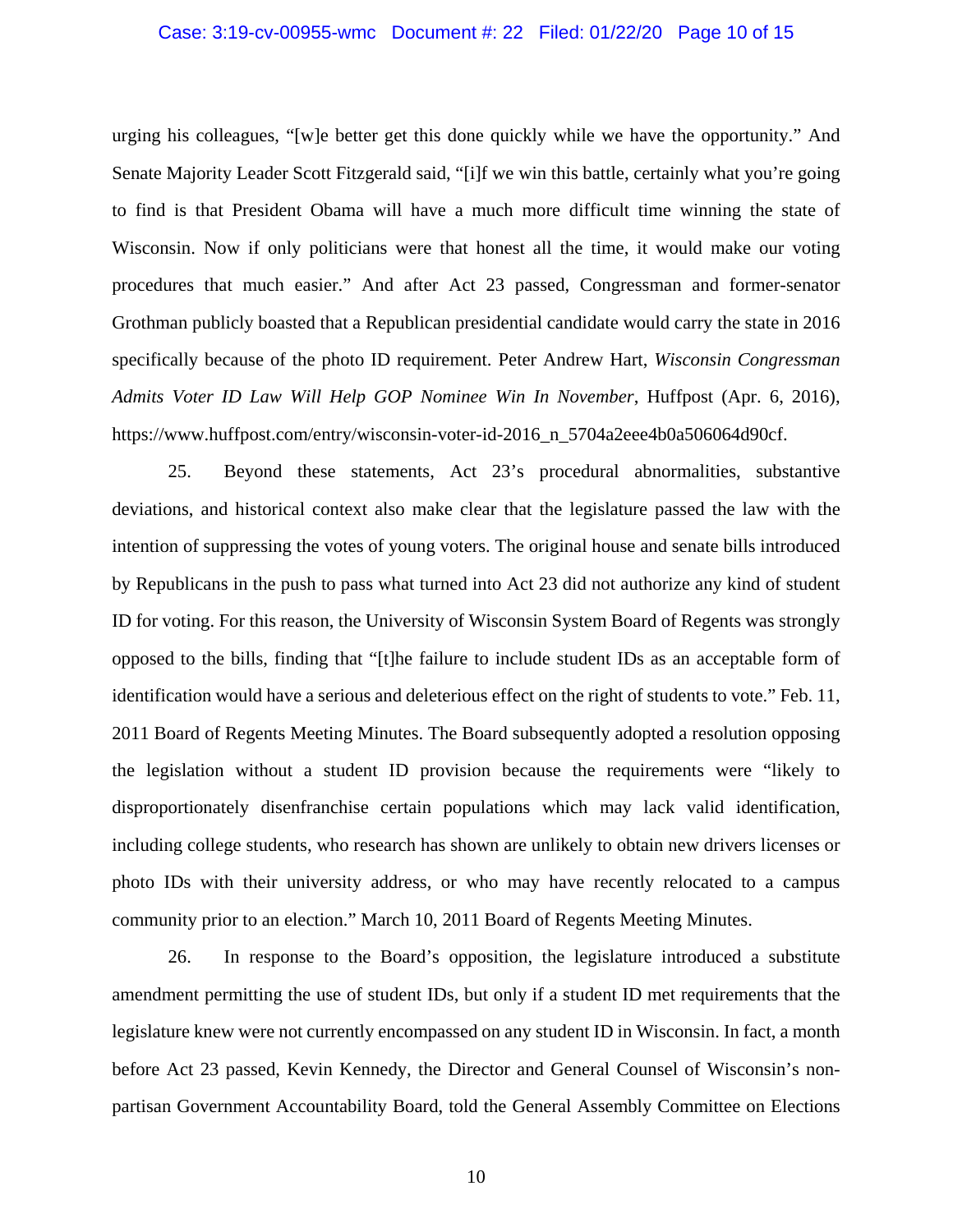urging his colleagues, "[w]e better get this done quickly while we have the opportunity." And Senate Majority Leader Scott Fitzgerald said, "[i]f we win this battle, certainly what you're going to find is that President Obama will have a much more difficult time winning the state of Wisconsin. Now if only politicians were that honest all the time, it would make our voting procedures that much easier." And after Act 23 passed, Congressman and former-senator Grothman publicly boasted that a Republican presidential candidate would carry the state in 2016 specifically because of the photo ID requirement. Peter Andrew Hart, *Wisconsin Congressman Admits Voter ID Law Will Help GOP Nominee Win In November*, Huffpost (Apr. 6, 2016), https://www.huffpost.com/entry/wisconsin-voter-id-2016_n_5704a2eee4b0a506064d90cf.

25. Beyond these statements, Act 23's procedural abnormalities, substantive deviations, and historical context also make clear that the legislature passed the law with the intention of suppressing the votes of young voters. The original house and senate bills introduced by Republicans in the push to pass what turned into Act 23 did not authorize any kind of student ID for voting. For this reason, the University of Wisconsin System Board of Regents was strongly opposed to the bills, finding that "[t]he failure to include student IDs as an acceptable form of identification would have a serious and deleterious effect on the right of students to vote." Feb. 11, 2011 Board of Regents Meeting Minutes. The Board subsequently adopted a resolution opposing the legislation without a student ID provision because the requirements were "likely to disproportionately disenfranchise certain populations which may lack valid identification, including college students, who research has shown are unlikely to obtain new drivers licenses or photo IDs with their university address, or who may have recently relocated to a campus community prior to an election." March 10, 2011 Board of Regents Meeting Minutes.

26. In response to the Board's opposition, the legislature introduced a substitute amendment permitting the use of student IDs, but only if a student ID met requirements that the legislature knew were not currently encompassed on any student ID in Wisconsin. In fact, a month before Act 23 passed, Kevin Kennedy, the Director and General Counsel of Wisconsin's non-partisan Government Accountability Board, told the General Assembly Committee on Elections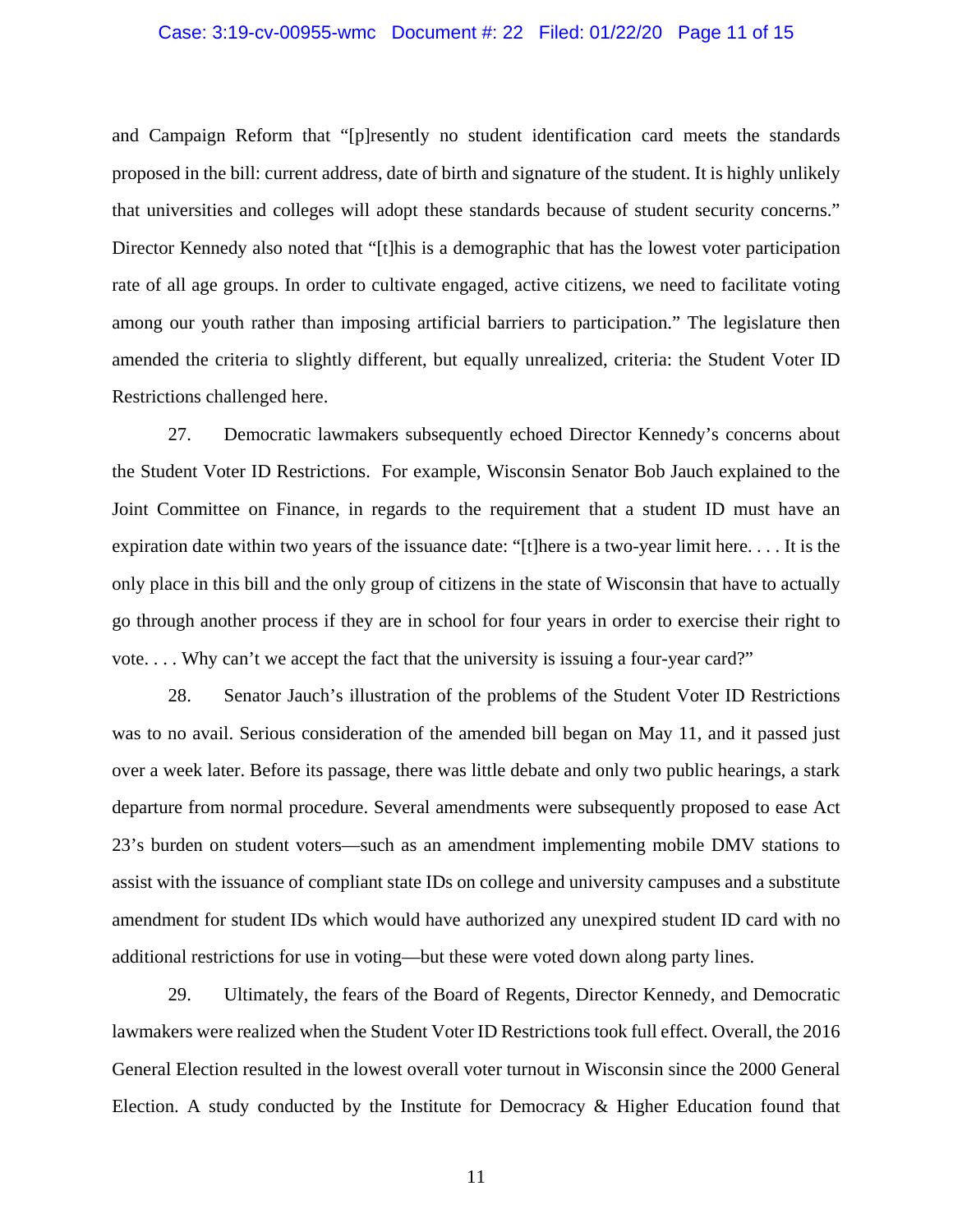and Campaign Reform that "[p]resently no student identification card meets the standards proposed in the bill: current address, date of birth and signature of the student. It is highly unlikely that universities and colleges will adopt these standards because of student security concerns." Director Kennedy also noted that "[t]his is a demographic that has the lowest voter participation rate of all age groups. In order to cultivate engaged, active citizens, we need to facilitate voting among our youth rather than imposing artificial barriers to participation." The legislature then amended the criteria to slightly different, but equally unrealized, criteria: the Student Voter ID Restrictions challenged here.

27. Democratic lawmakers subsequently echoed Director Kennedy's concerns about the Student Voter ID Restrictions. For example, Wisconsin Senator Bob Jauch explained to the Joint Committee on Finance, in regards to the requirement that a student ID must have an expiration date within two years of the issuance date: "[t]here is a two-year limit here. . . . It is the only place in this bill and the only group of citizens in the state of Wisconsin that have to actually go through another process if they are in school for four years in order to exercise their right to vote. . . . Why can't we accept the fact that the university is issuing a four-year card?"

28. Senator Jauch's illustration of the problems of the Student Voter ID Restrictions was to no avail. Serious consideration of the amended bill began on May 11, and it passed just over a week later. Before its passage, there was little debate and only two public hearings, a stark departure from normal procedure. Several amendments were subsequently proposed to ease Act 23's burden on student voters—such as an amendment implementing mobile DMV stations to assist with the issuance of compliant state IDs on college and university campuses and a substitute amendment for student IDs which would have authorized any unexpired student ID card with no additional restrictions for use in voting—but these were voted down along party lines.

29. Ultimately, the fears of the Board of Regents, Director Kennedy, and Democratic lawmakers were realized when the Student Voter ID Restrictions took full effect. Overall, the 2016 General Election resulted in the lowest overall voter turnout in Wisconsin since the 2000 General Election. A study conducted by the Institute for Democracy & Higher Education found that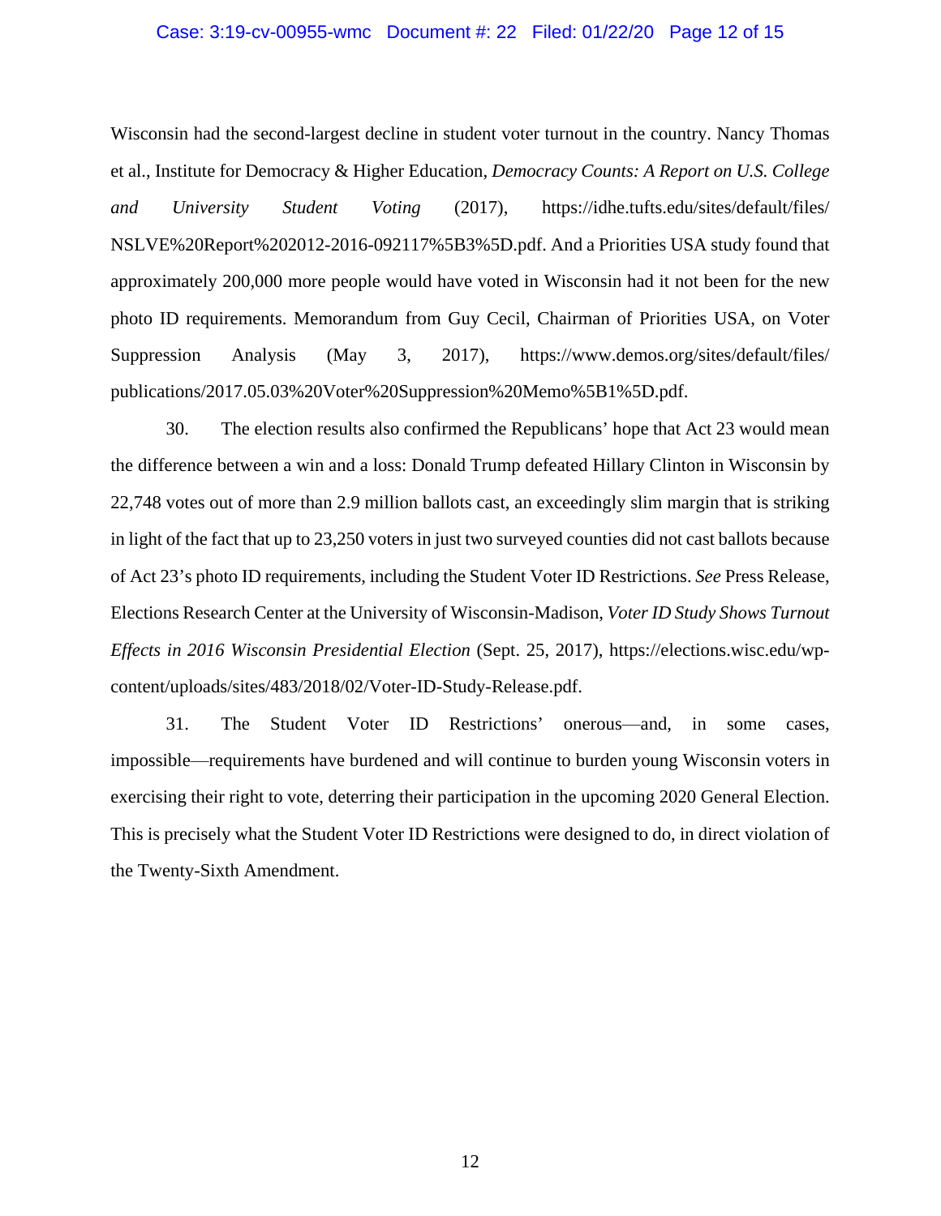Wisconsin had the second-largest decline in student voter turnout in the country. Nancy Thomas et al., Institute for Democracy & Higher Education, *Democracy Counts: A Report on U.S. College and University Student Voting* (2017), https://idhe.tufts.edu/sites/default/files/NSLVE%20Report%202012-2016-092117%5B3%5D.pdf. And a Priorities USA study found that approximately 200,000 more people would have voted in Wisconsin had it not been for the new photo ID requirements. Memorandum from Guy Cecil, Chairman of Priorities USA, on Voter Suppression Analysis (May 3, 2017), https://www.demos.org/sites/default/files/publications/2017.05.03%20Voter%20Suppression%20Memo%5B1%5D.pdf.

30. The election results also confirmed the Republicans' hope that Act 23 would mean the difference between a win and a loss: Donald Trump defeated Hillary Clinton in Wisconsin by 22,748 votes out of more than 2.9 million ballots cast, an exceedingly slim margin that is striking in light of the fact that up to 23,250 voters in just two surveyed counties did not cast ballots because of Act 23's photo ID requirements, including the Student Voter ID Restrictions. *See* Press Release, Elections Research Center at the University of Wisconsin-Madison, *Voter ID Study Shows Turnout Effects in 2016 Wisconsin Presidential Election* (Sept. 25, 2017), https://elections.wisc.edu/wp-content/uploads/sites/483/2018/02/Voter-ID-Study-Release.pdf.

31. The Student Voter ID Restrictions' onerous—and, in some cases, impossible—requirements have burdened and will continue to burden young Wisconsin voters in exercising their right to vote, deterring their participation in the upcoming 2020 General Election. This is precisely what the Student Voter ID Restrictions were designed to do, in direct violation of the Twenty-Sixth Amendment.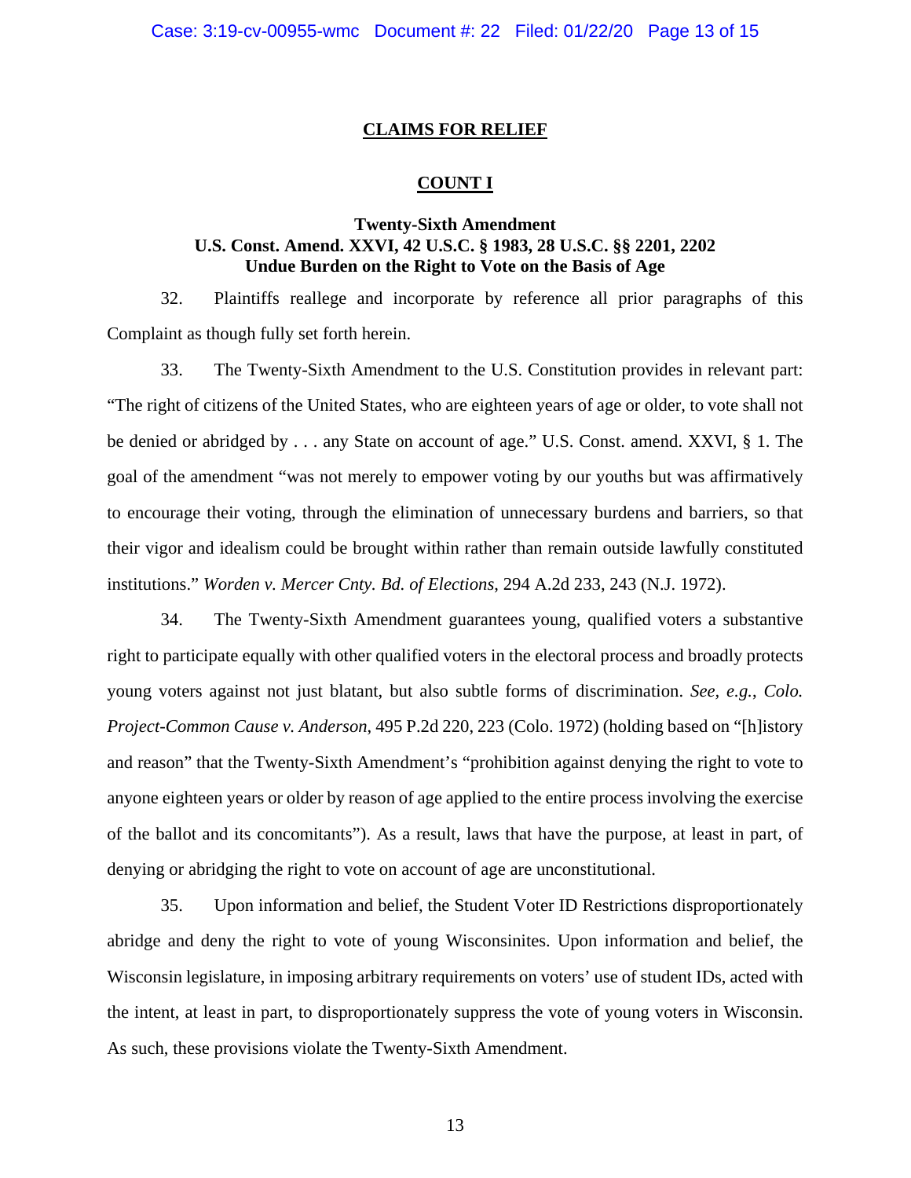## CLAIMS FOR RELIEF

### COUNT I

### Twenty-Sixth Amendment
### U.S. Const. Amend. XXVI, 42 U.S.C. § 1983, 28 U.S.C. §§ 2201, 2202
### Undue Burden on the Right to Vote on the Basis of Age

32. Plaintiffs reallege and incorporate by reference all prior paragraphs of this Complaint as though fully set forth herein.

33. The Twenty-Sixth Amendment to the U.S. Constitution provides in relevant part: "The right of citizens of the United States, who are eighteen years of age or older, to vote shall not be denied or abridged by . . . any State on account of age." U.S. Const. amend. XXVI, § 1. The goal of the amendment "was not merely to empower voting by our youths but was affirmatively to encourage their voting, through the elimination of unnecessary burdens and barriers, so that their vigor and idealism could be brought within rather than remain outside lawfully constituted institutions." *Worden v. Mercer Cnty. Bd. of Elections*, 294 A.2d 233, 243 (N.J. 1972).

34. The Twenty-Sixth Amendment guarantees young, qualified voters a substantive right to participate equally with other qualified voters in the electoral process and broadly protects young voters against not just blatant, but also subtle forms of discrimination. *See, e.g.*, *Colo. Project-Common Cause v. Anderson*, 495 P.2d 220, 223 (Colo. 1972) (holding based on "[h]istory and reason" that the Twenty-Sixth Amendment's "prohibition against denying the right to vote to anyone eighteen years or older by reason of age applied to the entire process involving the exercise of the ballot and its concomitants"). As a result, laws that have the purpose, at least in part, of denying or abridging the right to vote on account of age are unconstitutional.

35. Upon information and belief, the Student Voter ID Restrictions disproportionately abridge and deny the right to vote of young Wisconsinites. Upon information and belief, the Wisconsin legislature, in imposing arbitrary requirements on voters' use of student IDs, acted with the intent, at least in part, to disproportionately suppress the vote of young voters in Wisconsin. As such, these provisions violate the Twenty-Sixth Amendment.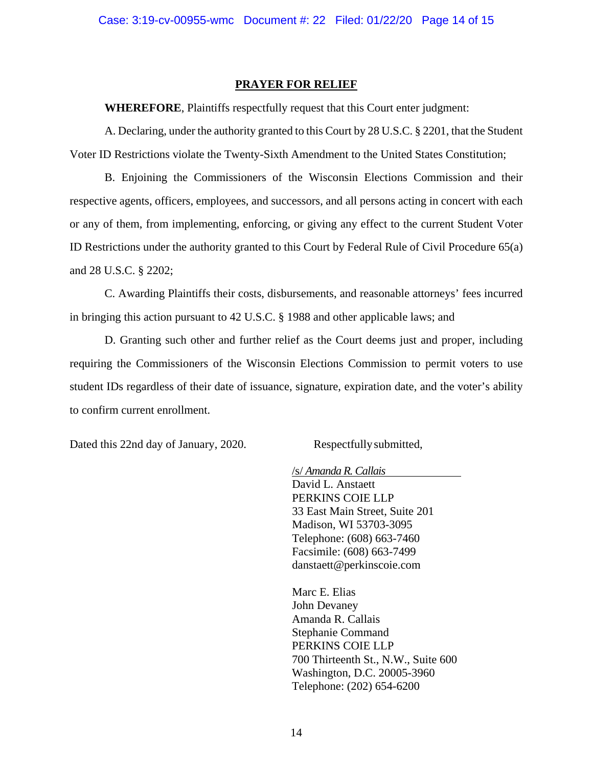## PRAYER FOR RELIEF

**WHEREFORE**, Plaintiffs respectfully request that this Court enter judgment:

A. Declaring, under the authority granted to this Court by 28 U.S.C. § 2201, that the Student Voter ID Restrictions violate the Twenty-Sixth Amendment to the United States Constitution;

B. Enjoining the Commissioners of the Wisconsin Elections Commission and their respective agents, officers, employees, and successors, and all persons acting in concert with each or any of them, from implementing, enforcing, or giving any effect to the current Student Voter ID Restrictions under the authority granted to this Court by Federal Rule of Civil Procedure 65(a) and 28 U.S.C. § 2202;

C. Awarding Plaintiffs their costs, disbursements, and reasonable attorneys' fees incurred in bringing this action pursuant to 42 U.S.C. § 1988 and other applicable laws; and

D. Granting such other and further relief as the Court deems just and proper, including requiring the Commissioners of the Wisconsin Elections Commission to permit voters to use student IDs regardless of their date of issuance, signature, expiration date, and the voter's ability to confirm current enrollment.

Dated this 22nd day of January, 2020.

Respectfully submitted,

/s/ *Amanda R. Callais*
David L. Anstaett
PERKINS COIE LLP
33 East Main Street, Suite 201
Madison, WI 53703-3095
Telephone: (608) 663-7460
Facsimile: (608) 663-7499
danstaett@perkinscoie.com

Marc E. Elias
John Devaney
Amanda R. Callais
Stephanie Command
PERKINS COIE LLP
700 Thirteenth St., N.W., Suite 600
Washington, D.C. 20005-3960
Telephone: (202) 654-6200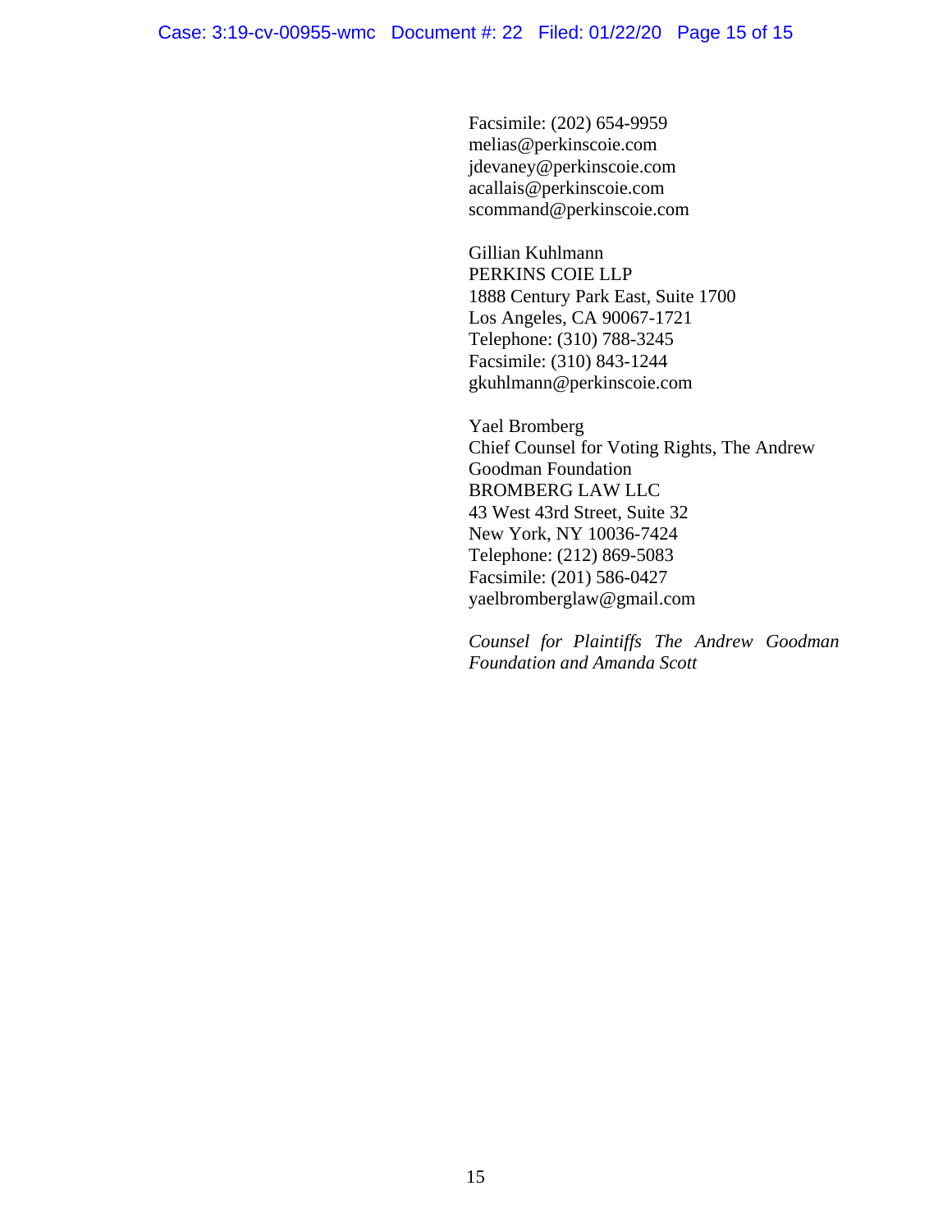Facsimile: (202) 654-9959
melias@perkinscoie.com
jdevaney@perkinscoie.com
acallais@perkinscoie.com
scommand@perkinscoie.com

Gillian Kuhlmann
PERKINS COIE LLP
1888 Century Park East, Suite 1700
Los Angeles, CA 90067-1721
Telephone: (310) 788-3245
Facsimile: (310) 843-1244
gkuhlmann@perkinscoie.com

Yael Bromberg
Chief Counsel for Voting Rights, The Andrew Goodman Foundation
BROMBERG LAW LLC
43 West 43rd Street, Suite 32
New York, NY 10036-7424
Telephone: (212) 869-5083
Facsimile: (201) 586-0427
yaelbromberglaw@gmail.com

*Counsel for Plaintiffs The Andrew Goodman Foundation and Amanda Scott*